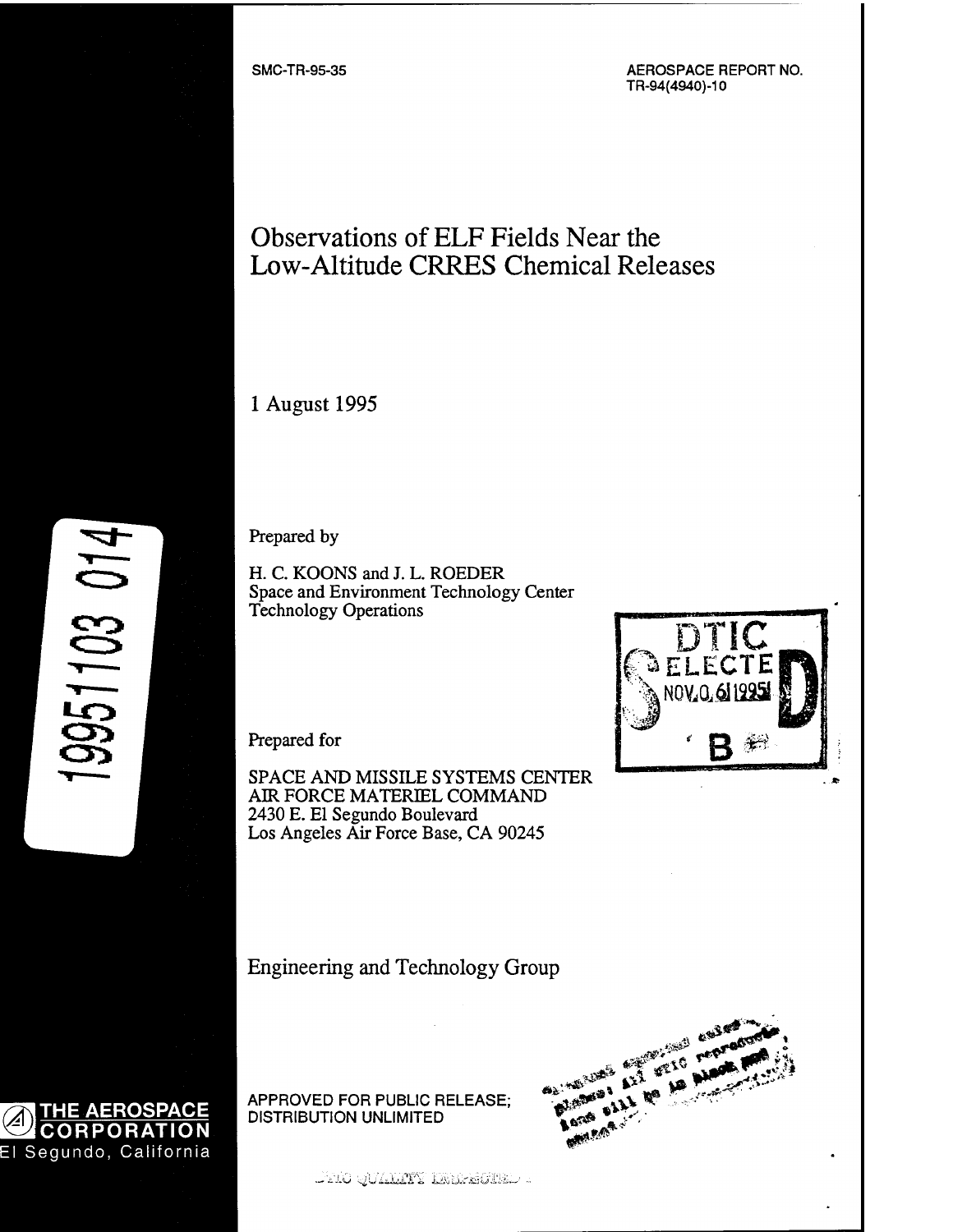SMC-TR-95-35

AEROSPACE REPORT NO.
TR-94(4940)-10

# Observations of ELF Fields Near the Low-Altitude CRRES Chemical Releases

1 August 1995

Prepared by

H. C. KOONS and J. L. ROEDER
Space and Environment Technology Center
Technology Operations

DTIC
ELECTE
NOV 06 1995
B

19951103 014

Prepared for

SPACE AND MISSILE SYSTEMS CENTER
AIR FORCE MATERIEL COMMAND
2430 E. El Segundo Boulevard
Los Angeles Air Force Base, CA 90245

Engineering and Technology Group

APPROVED FOR PUBLIC RELEASE;
DISTRIBUTION UNLIMITED

THE AEROSPACE CORPORATION
El Segundo, California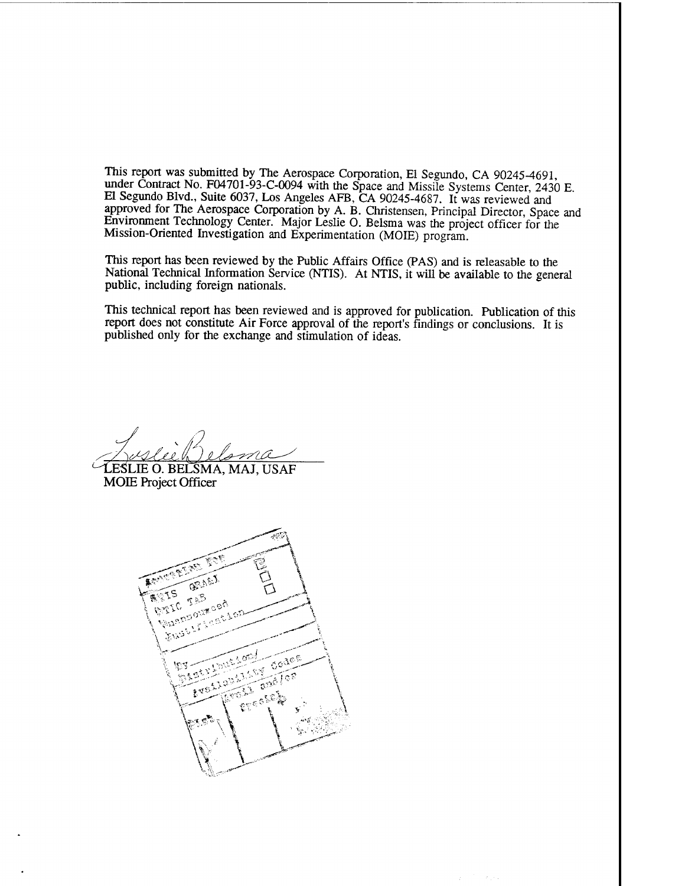This report was submitted by The Aerospace Corporation, El Segundo, CA 90245-4691, under Contract No. F04701-93-C-0094 with the Space and Missile Systems Center, 2430 E. El Segundo Blvd., Suite 6037, Los Angeles AFB, CA 90245-4687. It was reviewed and approved for The Aerospace Corporation by A. B. Christensen, Principal Director, Space and Environment Technology Center. Major Leslie O. Belsma was the project officer for the Mission-Oriented Investigation and Experimentation (MOIE) program.

This report has been reviewed by the Public Affairs Office (PAS) and is releasable to the National Technical Information Service (NTIS). At NTIS, it will be available to the general public, including foreign nationals.

This technical report has been reviewed and is approved for publication. Publication of this report does not constitute Air Force approval of the report's findings or conclusions. It is published only for the exchange and stimulation of ideas.

LESLIE O. BELSMA, MAJ, USAF
MOIE Project Officer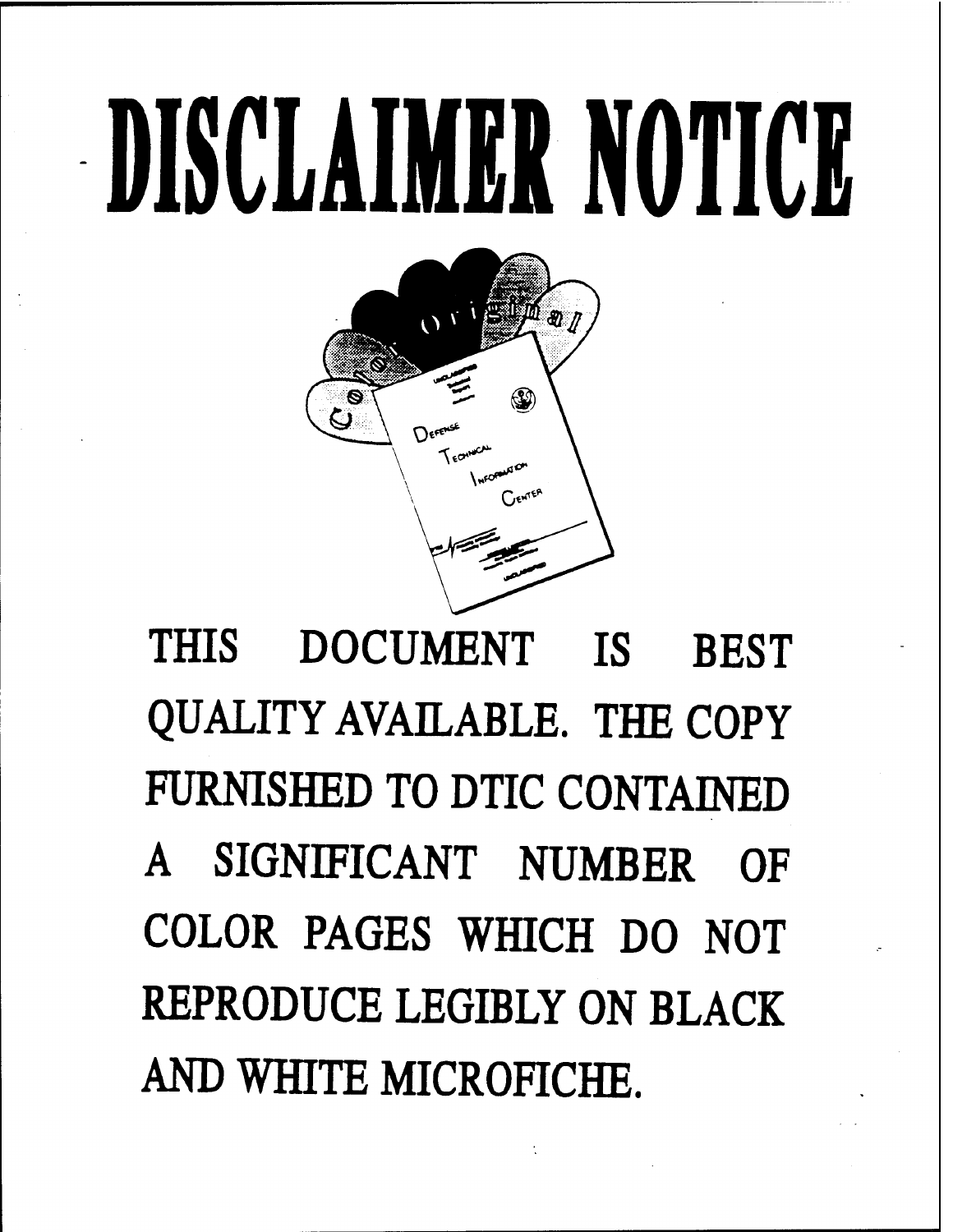# DISCLAIMER NOTICE

THIS DOCUMENT IS BEST QUALITY AVAILABLE. THE COPY FURNISHED TO DTIC CONTAINED A SIGNIFICANT NUMBER OF COLOR PAGES WHICH DO NOT REPRODUCE LEGIBLY ON BLACK AND WHITE MICROFICHE.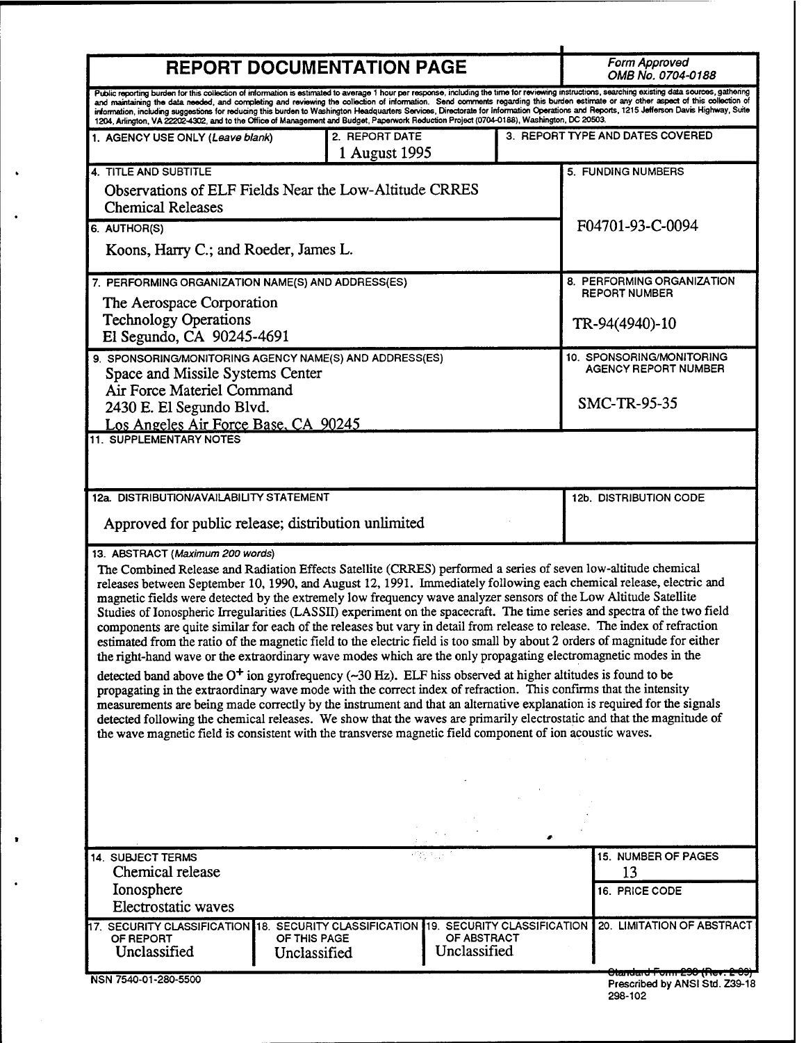# REPORT DOCUMENTATION PAGE

Form Approved OMB No. 0704-0188

Public reporting burden for this collection of information is estimated to average 1 hour per response, including the time for reviewing instructions, searching existing data sources, gathering and maintaining the data needed, and completing and reviewing the collection of information. Send comments regarding this burden estimate or any other aspect of this collection of information, including suggestions for reducing this burden to Washington Headquarters Services, Directorate for Information Operations and Reports, 1215 Jefferson Davis Highway, Suite 1204, Arlington, VA 22202-4302, and to the Office of Management and Budget, Paperwork Reduction Project (0704-0188), Washington, DC 20503.

| 1. AGENCY USE ONLY (*Leave blank*) | 2. REPORT DATE | 3. REPORT TYPE AND DATES COVERED |
|---|---|---|
| | 1 August 1995 | |

**4. TITLE AND SUBTITLE**
Observations of ELF Fields Near the Low-Altitude CRRES Chemical Releases

**5. FUNDING NUMBERS**
F04701-93-C-0094

**6. AUTHOR(S)**
Koons, Harry C.; and Roeder, James L.

**7. PERFORMING ORGANIZATION NAME(S) AND ADDRESS(ES)**
The Aerospace Corporation
Technology Operations
El Segundo, CA 90245-4691

**8. PERFORMING ORGANIZATION REPORT NUMBER**
TR-94(4940)-10

**9. SPONSORING/MONITORING AGENCY NAME(S) AND ADDRESS(ES)**
Space and Missile Systems Center
Air Force Materiel Command
2430 E. El Segundo Blvd.
Los Angeles Air Force Base, CA 90245

**10. SPONSORING/MONITORING AGENCY REPORT NUMBER**
SMC-TR-95-35

**11. SUPPLEMENTARY NOTES**

**12a. DISTRIBUTION/AVAILABILITY STATEMENT**
Approved for public release; distribution unlimited

**12b. DISTRIBUTION CODE**

**13. ABSTRACT** (*Maximum 200 words*)

The Combined Release and Radiation Effects Satellite (CRRES) performed a series of seven low-altitude chemical releases between September 10, 1990, and August 12, 1991. Immediately following each chemical release, electric and magnetic fields were detected by the extremely low frequency wave analyzer sensors of the Low Altitude Satellite Studies of Ionospheric Irregularities (LASSII) experiment on the spacecraft. The time series and spectra of the two field components are quite similar for each of the releases but vary in detail from release to release. The index of refraction estimated from the ratio of the magnetic field to the electric field is too small by about 2 orders of magnitude for either the right-hand wave or the extraordinary wave modes which are the only propagating electromagnetic modes in the detected band above the $O^+$ ion gyrofrequency (~30 Hz). ELF hiss observed at higher altitudes is found to be propagating in the extraordinary wave mode with the correct index of refraction. This confirms that the intensity measurements are being made correctly by the instrument and that an alternative explanation is required for the signals detected following the chemical releases. We show that the waves are primarily electrostatic and that the magnitude of the wave magnetic field is consistent with the transverse magnetic field component of ion acoustic waves.

**14. SUBJECT TERMS**
Chemical release
Ionosphere
Electrostatic waves

**15. NUMBER OF PAGES**
13

**16. PRICE CODE**

| 17. SECURITY CLASSIFICATION OF REPORT | 18. SECURITY CLASSIFICATION OF THIS PAGE | 19. SECURITY CLASSIFICATION OF ABSTRACT | 20. LIMITATION OF ABSTRACT |
|---|---|---|---|
| Unclassified | Unclassified | Unclassified | |

NSN 7540-01-280-5500

Standard Form 298 (Rev. 2-89)
Prescribed by ANSI Std. Z39-18
298-102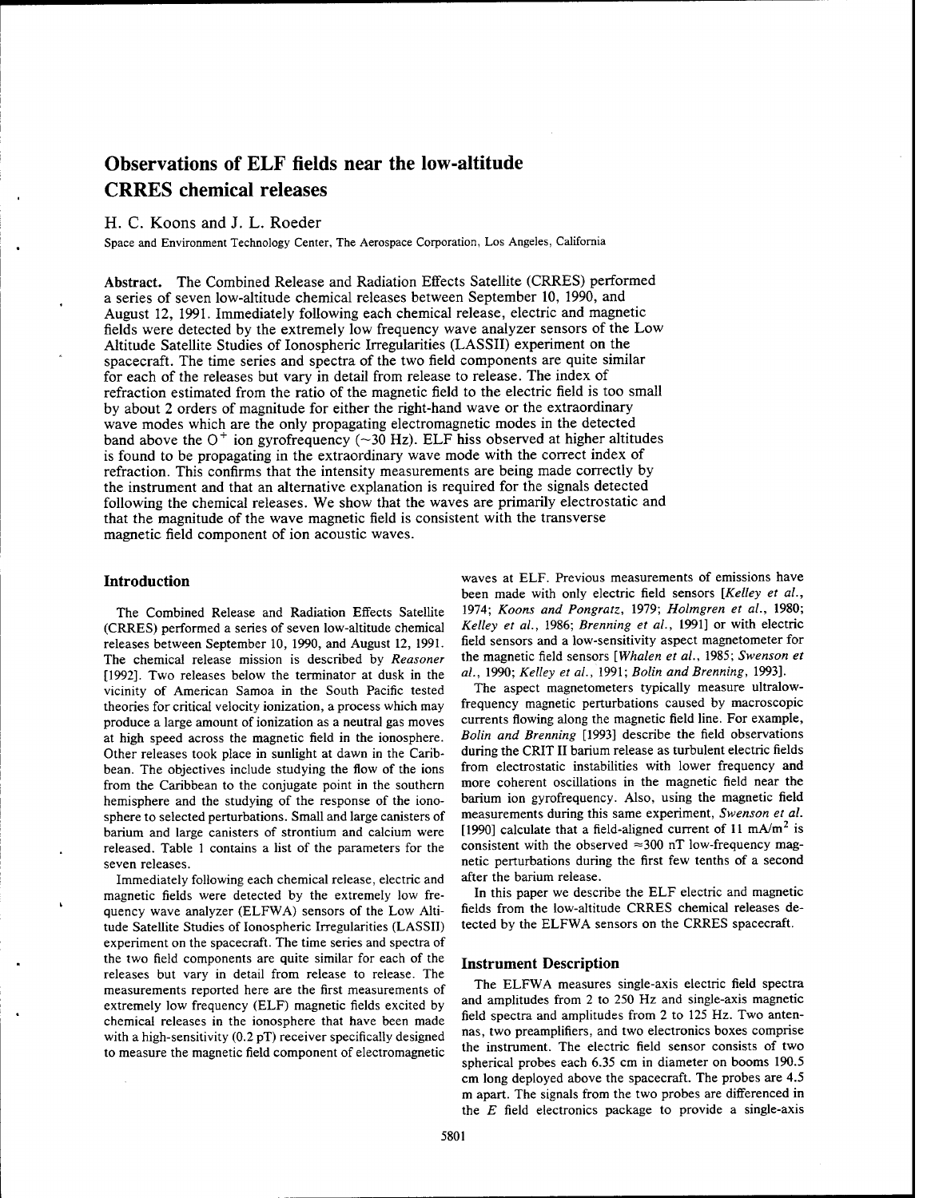# Observations of ELF fields near the low-altitude CRRES chemical releases

H. C. Koons and J. L. Roeder

Space and Environment Technology Center, The Aerospace Corporation, Los Angeles, California

**Abstract.** The Combined Release and Radiation Effects Satellite (CRRES) performed a series of seven low-altitude chemical releases between September 10, 1990, and August 12, 1991. Immediately following each chemical release, electric and magnetic fields were detected by the extremely low frequency wave analyzer sensors of the Low Altitude Satellite Studies of Ionospheric Irregularities (LASSII) experiment on the spacecraft. The time series and spectra of the two field components are quite similar for each of the releases but vary in detail from release to release. The index of refraction estimated from the ratio of the magnetic field to the electric field is too small by about 2 orders of magnitude for either the right-hand wave or the extraordinary wave modes which are the only propagating electromagnetic modes in the detected band above the $O^+$ ion gyrofrequency (~30 Hz). ELF hiss observed at higher altitudes is found to be propagating in the extraordinary wave mode with the correct index of refraction. This confirms that the intensity measurements are being made correctly by the instrument and that an alternative explanation is required for the signals detected following the chemical releases. We show that the waves are primarily electrostatic and that the magnitude of the wave magnetic field is consistent with the transverse magnetic field component of ion acoustic waves.

## Introduction

The Combined Release and Radiation Effects Satellite (CRRES) performed a series of seven low-altitude chemical releases between September 10, 1990, and August 12, 1991. The chemical release mission is described by *Reasoner* [1992]. Two releases below the terminator at dusk in the vicinity of American Samoa in the South Pacific tested theories for critical velocity ionization, a process which may produce a large amount of ionization as a neutral gas moves at high speed across the magnetic field in the ionosphere. Other releases took place in sunlight at dawn in the Caribbean. The objectives include studying the flow of the ions from the Caribbean to the conjugate point in the southern hemisphere and the studying of the response of the ionosphere to selected perturbations. Small and large canisters of barium and large canisters of strontium and calcium were released. Table 1 contains a list of the parameters for the seven releases.

Immediately following each chemical release, electric and magnetic fields were detected by the extremely low frequency wave analyzer (ELFWA) sensors of the Low Altitude Satellite Studies of Ionospheric Irregularities (LASSII) experiment on the spacecraft. The time series and spectra of the two field components are quite similar for each of the releases but vary in detail from release to release. The measurements reported here are the first measurements of extremely low frequency (ELF) magnetic fields excited by chemical releases in the ionosphere that have been made with a high-sensitivity (0.2 pT) receiver specifically designed to measure the magnetic field component of electromagnetic waves at ELF. Previous measurements of emissions have been made with only electric field sensors [*Kelley et al.*, 1974; *Koons and Pongratz*, 1979; *Holmgren et al.*, 1980; *Kelley et al.*, 1986; *Brenning et al.*, 1991] or with electric field sensors and a low-sensitivity aspect magnetometer for the magnetic field sensors [*Whalen et al.*, 1985; *Swenson et al.*, 1990; *Kelley et al.*, 1991; *Bolin and Brenning*, 1993].

The aspect magnetometers typically measure ultralow-frequency magnetic perturbations caused by macroscopic currents flowing along the magnetic field line. For example, *Bolin and Brenning* [1993] describe the field observations during the CRIT II barium release as turbulent electric fields from electrostatic instabilities with lower frequency and more coherent oscillations in the magnetic field near the barium ion gyrofrequency. Also, using the magnetic field measurements during this same experiment, *Swenson et al.* [1990] calculate that a field-aligned current of 11 mA/m$^2$ is consistent with the observed ≈300 nT low-frequency magnetic perturbations during the first few tenths of a second after the barium release.

In this paper we describe the ELF electric and magnetic fields from the low-altitude CRRES chemical releases detected by the ELFWA sensors on the CRRES spacecraft.

## Instrument Description

The ELFWA measures single-axis electric field spectra and amplitudes from 2 to 250 Hz and single-axis magnetic field spectra and amplitudes from 2 to 125 Hz. Two antennas, two preamplifiers, and two electronics boxes comprise the instrument. The electric field sensor consists of two spherical probes each 6.35 cm in diameter on booms 190.5 cm long deployed above the spacecraft. The probes are 4.5 m apart. The signals from the two probes are differenced in the $E$ field electronics package to provide a single-axis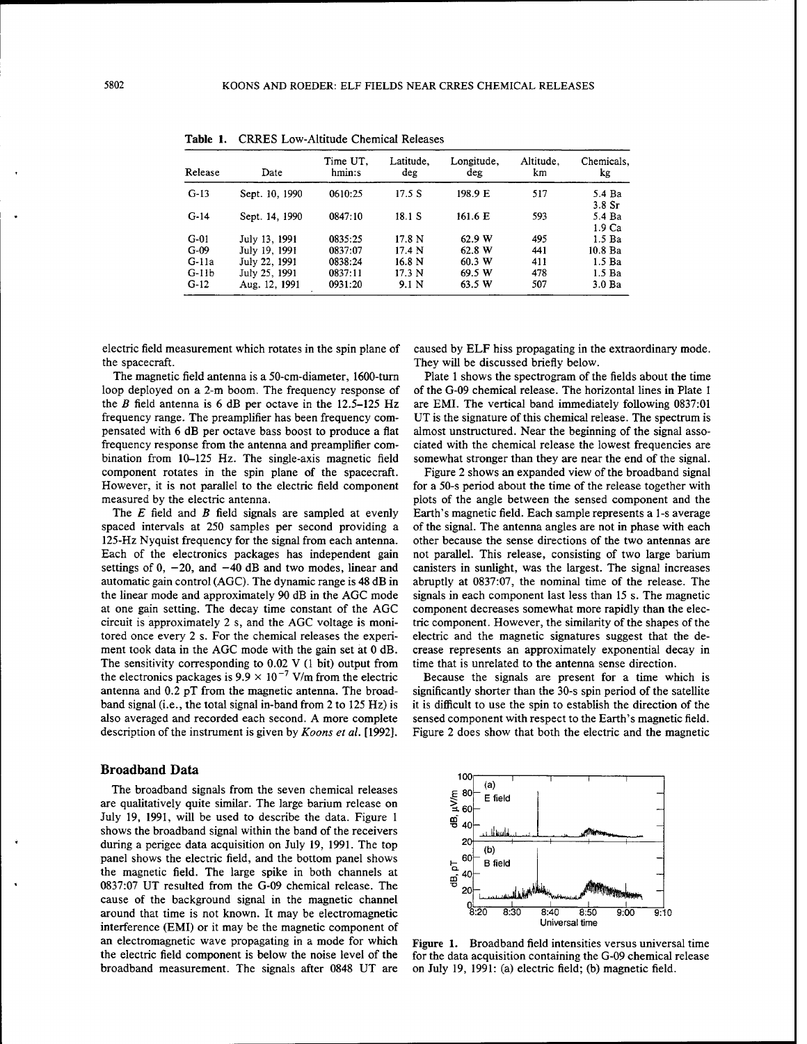**Table 1.** CRRES Low-Altitude Chemical Releases

| Release | Date | Time UT, hmin:s | Latitude, deg | Longitude, deg | Altitude, km | Chemicals, kg |
|---|---|---|---|---|---|---|
| G-13 | Sept. 10, 1990 | 0610:25 | 17.5 S | 198.9 E | 517 | 5.4 Ba<br>3.8 Sr |
| G-14 | Sept. 14, 1990 | 0847:10 | 18.1 S | 161.6 E | 593 | 5.4 Ba<br>1.9 Ca |
| G-01 | July 13, 1991 | 0835:25 | 17.8 N | 62.9 W | 495 | 1.5 Ba |
| G-09 | July 19, 1991 | 0837:07 | 17.4 N | 62.8 W | 441 | 10.8 Ba |
| G-11a | July 22, 1991 | 0838:24 | 16.8 N | 60.3 W | 411 | 1.5 Ba |
| G-11b | July 25, 1991 | 0837:11 | 17.3 N | 69.5 W | 478 | 1.5 Ba |
| G-12 | Aug. 12, 1991 | 0931:20 | 9.1 N | 63.5 W | 507 | 3.0 Ba |

electric field measurement which rotates in the spin plane of the spacecraft.

The magnetic field antenna is a 50-cm-diameter, 1600-turn loop deployed on a 2-m boom. The frequency response of the $B$ field antenna is 6 dB per octave in the 12.5–125 Hz frequency range. The preamplifier has been frequency compensated with 6 dB per octave bass boost to produce a flat frequency response from the antenna and preamplifier combination from 10–125 Hz. The single-axis magnetic field component rotates in the spin plane of the spacecraft. However, it is not parallel to the electric field component measured by the electric antenna.

The $E$ field and $B$ field signals are sampled at evenly spaced intervals at 250 samples per second providing a 125-Hz Nyquist frequency for the signal from each antenna. Each of the electronics packages has independent gain settings of 0, −20, and −40 dB and two modes, linear and automatic gain control (AGC). The dynamic range is 48 dB in the linear mode and approximately 90 dB in the AGC mode at one gain setting. The decay time constant of the AGC circuit is approximately 2 s, and the AGC voltage is monitored once every 2 s. For the chemical releases the experiment took data in the AGC mode with the gain set at 0 dB. The sensitivity corresponding to 0.02 V (1 bit) output from the electronics packages is $9.9 \times 10^{-7}$ V/m from the electric antenna and 0.2 pT from the magnetic antenna. The broadband signal (i.e., the total signal in-band from 2 to 125 Hz) is also averaged and recorded each second. A more complete description of the instrument is given by *Koons et al.* [1992].

## Broadband Data

The broadband signals from the seven chemical releases are qualitatively quite similar. The large barium release on July 19, 1991, will be used to describe the data. Figure 1 shows the broadband signal within the band of the receivers during a perigee data acquisition on July 19, 1991. The top panel shows the electric field, and the bottom panel shows the magnetic field. The large spike in both channels at 0837:07 UT resulted from the G-09 chemical release. The cause of the background signal in the magnetic channel around that time is not known. It may be electromagnetic interference (EMI) or it may be the magnetic component of an electromagnetic wave propagating in a mode for which the electric field component is below the noise level of the broadband measurement. The signals after 0848 UT are caused by ELF hiss propagating in the extraordinary mode. They will be discussed briefly below.

Plate 1 shows the spectrogram of the fields about the time of the G-09 chemical release. The horizontal lines in Plate 1 are EMI. The vertical band immediately following 0837:01 UT is the signature of this chemical release. The spectrum is almost unstructured. Near the beginning of the signal associated with the chemical release the lowest frequencies are somewhat stronger than they are near the end of the signal.

Figure 2 shows an expanded view of the broadband signal for a 50-s period about the time of the release together with plots of the angle between the sensed component and the Earth's magnetic field. Each sample represents a 1-s average of the signal. The antenna angles are not in phase with each other because the sense directions of the two antennas are not parallel. This release, consisting of two large barium canisters in sunlight, was the largest. The signal increases abruptly at 0837:07, the nominal time of the release. The signals in each component last less than 15 s. The magnetic component decreases somewhat more rapidly than the electric component. However, the similarity of the shapes of the electric and the magnetic signatures suggest that the decrease represents an approximately exponential decay in time that is unrelated to the antenna sense direction.

Because the signals are present for a time which is significantly shorter than the 30-s spin period of the satellite it is difficult to use the spin to establish the direction of the sensed component with respect to the Earth's magnetic field. Figure 2 does show that both the electric and the magnetic

**Figure 1.** Broadband field intensities versus universal time for the data acquisition containing the G-09 chemical release on July 19, 1991: (a) electric field; (b) magnetic field.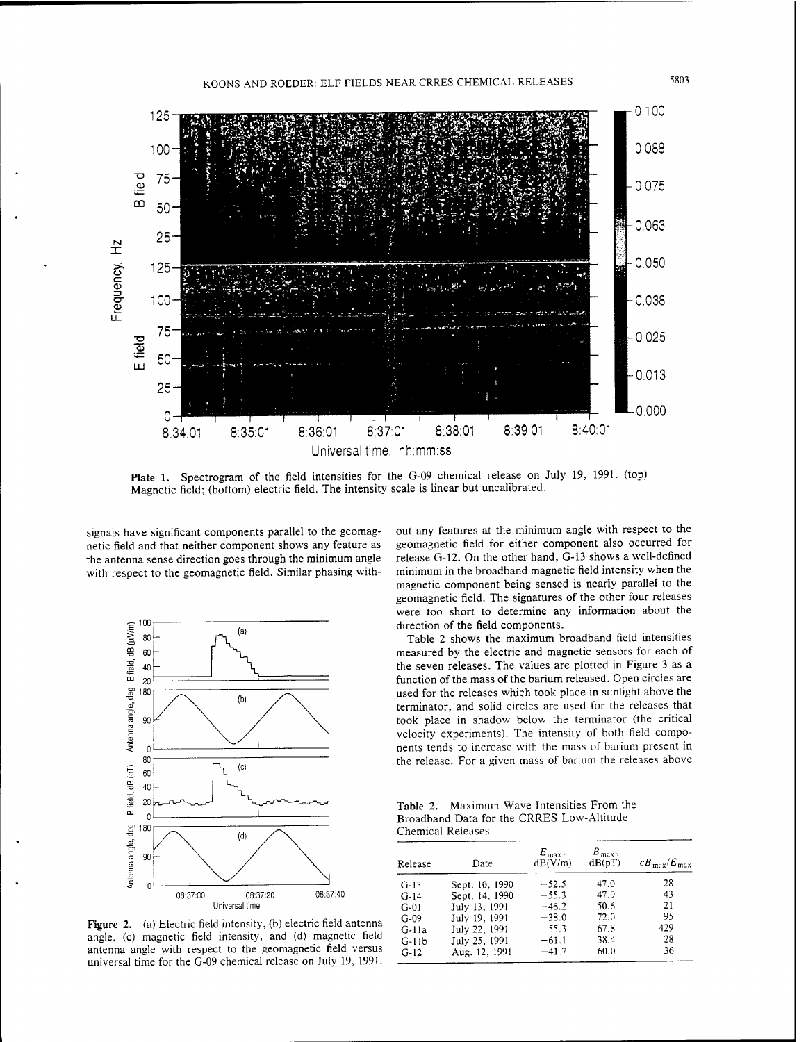Plate 1. Spectrogram of the field intensities for the G-09 chemical release on July 19, 1991. (top) Magnetic field; (bottom) electric field. The intensity scale is linear but uncalibrated.

signals have significant components parallel to the geomagnetic field and that neither component shows any feature as the antenna sense direction goes through the minimum angle with respect to the geomagnetic field. Similar phasing without any features at the minimum angle with respect to the geomagnetic field for either component also occurred for release G-12. On the other hand, G-13 shows a well-defined minimum in the broadband magnetic field intensity when the magnetic component being sensed is nearly parallel to the geomagnetic field. The signatures of the other four releases were too short to determine any information about the direction of the field components.

Figure 2. (a) Electric field intensity, (b) electric field antenna angle, (c) magnetic field intensity, and (d) magnetic field antenna angle with respect to the geomagnetic field versus universal time for the G-09 chemical release on July 19, 1991.

Table 2 shows the maximum broadband field intensities measured by the electric and magnetic sensors for each of the seven releases. The values are plotted in Figure 3 as a function of the mass of the barium released. Open circles are used for the releases which took place in sunlight above the terminator, and solid circles are used for the releases that took place in shadow below the terminator (the critical velocity experiments). The intensity of both field components tends to increase with the mass of barium present in the release. For a given mass of barium the releases above

**Table 2.** Maximum Wave Intensities From the Broadband Data for the CRRES Low-Altitude Chemical Releases

| Release | Date | $E_{max}$, dB(V/m) | $B_{max}$, dB(pT) | $cB_{max}/E_{max}$ |
|---|---|---|---|---|
| G-13 | Sept. 10, 1990 | −52.5 | 47.0 | 28 |
| G-14 | Sept. 14, 1990 | −55.3 | 47.9 | 43 |
| G-01 | July 13, 1991 | −46.2 | 50.6 | 21 |
| G-09 | July 19, 1991 | −38.0 | 72.0 | 95 |
| G-11a | July 22, 1991 | −55.3 | 67.8 | 429 |
| G-11b | July 25, 1991 | −61.1 | 38.4 | 28 |
| G-12 | Aug. 12, 1991 | −41.7 | 60.0 | 36 |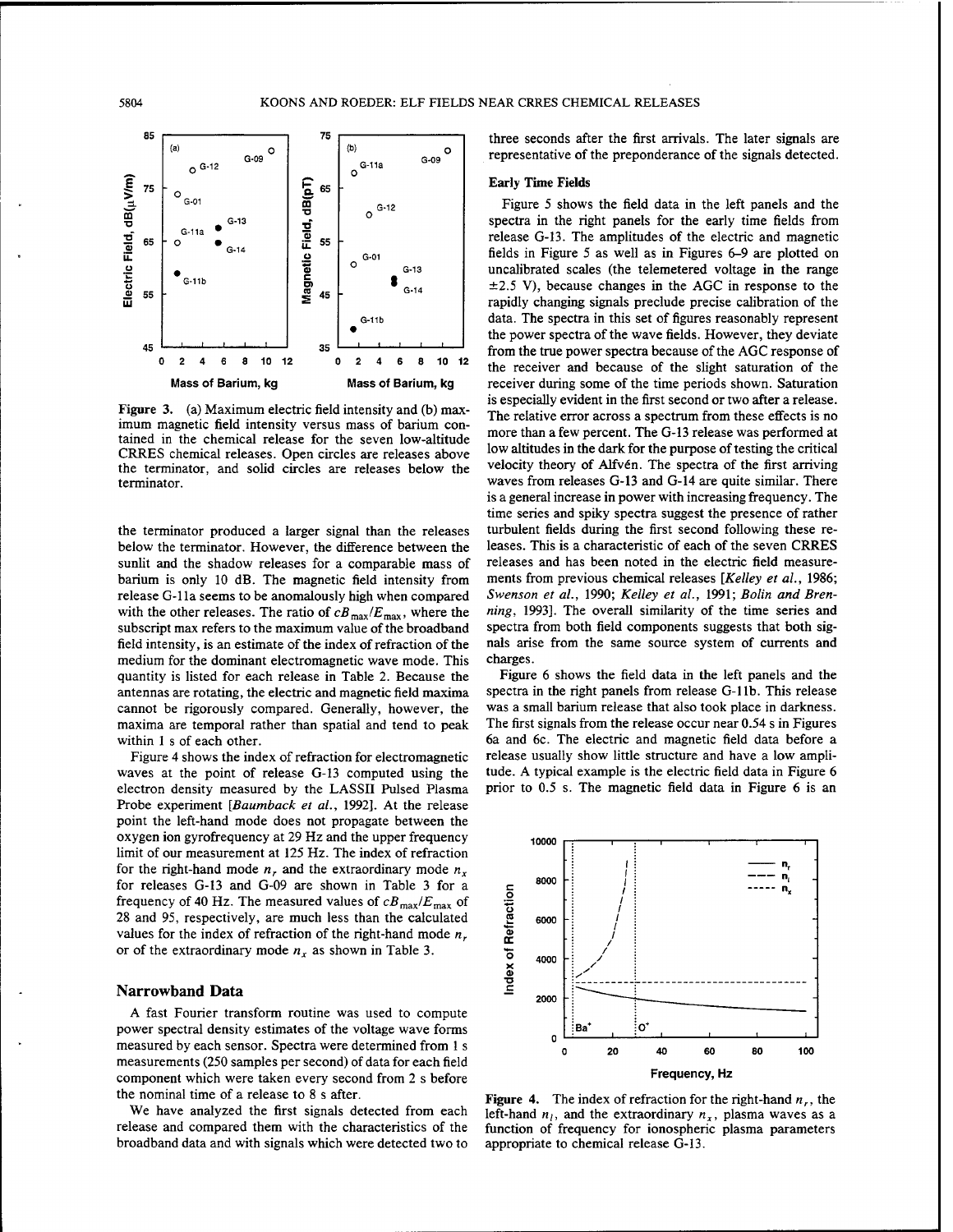Figure 3. (a) Maximum electric field intensity and (b) maximum magnetic field intensity versus mass of barium contained in the chemical release for the seven low-altitude CRRES chemical releases. Open circles are releases above the terminator, and solid circles are releases below the terminator.

the terminator produced a larger signal than the releases below the terminator. However, the difference between the sunlit and the shadow releases for a comparable mass of barium is only 10 dB. The magnetic field intensity from release G-11a seems to be anomalously high when compared with the other releases. The ratio of $cB_{max}/E_{max}$, where the subscript max refers to the maximum value of the broadband field intensity, is an estimate of the index of refraction of the medium for the dominant electromagnetic wave mode. This quantity is listed for each release in Table 2. Because the antennas are rotating, the electric and magnetic field maxima cannot be rigorously compared. Generally, however, the maxima are temporal rather than spatial and tend to peak within 1 s of each other.

Figure 4 shows the index of refraction for electromagnetic waves at the point of release G-13 computed using the electron density measured by the LASSII Pulsed Plasma Probe experiment [*Baumback et al.*, 1992]. At the release point the left-hand mode does not propagate between the oxygen ion gyrofrequency at 29 Hz and the upper frequency limit of our measurement at 125 Hz. The index of refraction for the right-hand mode $n_r$ and the extraordinary mode $n_x$ for releases G-13 and G-09 are shown in Table 3 for a frequency of 40 Hz. The measured values of $cB_{max}/E_{max}$ of 28 and 95, respectively, are much less than the calculated values for the index of refraction of the right-hand mode $n_r$ or of the extraordinary mode $n_x$ as shown in Table 3.

## Narrowband Data

A fast Fourier transform routine was used to compute power spectral density estimates of the voltage wave forms measured by each sensor. Spectra were determined from 1 s measurements (250 samples per second) of data for each field component which were taken every second from 2 s before the nominal time of a release to 8 s after.

We have analyzed the first signals detected from each release and compared them with the characteristics of the broadband data and with signals which were detected two to three seconds after the first arrivals. The later signals are representative of the preponderance of the signals detected.

### Early Time Fields

Figure 5 shows the field data in the left panels and the spectra in the right panels for the early time fields from release G-13. The amplitudes of the electric and magnetic fields in Figure 5 as well as in Figures 6–9 are plotted on uncalibrated scales (the telemetered voltage in the range ±2.5 V), because changes in the AGC in response to the rapidly changing signals preclude precise calibration of the data. The spectra in this set of figures reasonably represent the power spectra of the wave fields. However, they deviate from the true power spectra because of the AGC response of the receiver and because of the slight saturation of the receiver during some of the time periods shown. Saturation is especially evident in the first second or two after a release. The relative error across a spectrum from these effects is no more than a few percent. The G-13 release was performed at low altitudes in the dark for the purpose of testing the critical velocity theory of Alfvén. The spectra of the first arriving waves from releases G-13 and G-14 are quite similar. There is a general increase in power with increasing frequency. The time series and spiky spectra suggest the presence of rather turbulent fields during the first second following these releases. This is a characteristic of each of the seven CRRES releases and has been noted in the electric field measurements from previous chemical releases [*Kelley et al.*, 1986; *Swenson et al.*, 1990; *Kelley et al.*, 1991; *Bolin and Brenning*, 1993]. The overall similarity of the time series and spectra from both field components suggests that both signals arise from the same source system of currents and charges.

Figure 6 shows the field data in the left panels and the spectra in the right panels from release G-11b. This release was a small barium release that also took place in darkness. The first signals from the release occur near 0.54 s in Figures 6a and 6c. The electric and magnetic field data before a release usually show little structure and have a low amplitude. A typical example is the electric field data in Figure 6 prior to 0.5 s. The magnetic field data in Figure 6 is an

Figure 4. The index of refraction for the right-hand $n_r$, the left-hand $n_l$, and the extraordinary $n_x$, plasma waves as a function of frequency for ionospheric plasma parameters appropriate to chemical release G-13.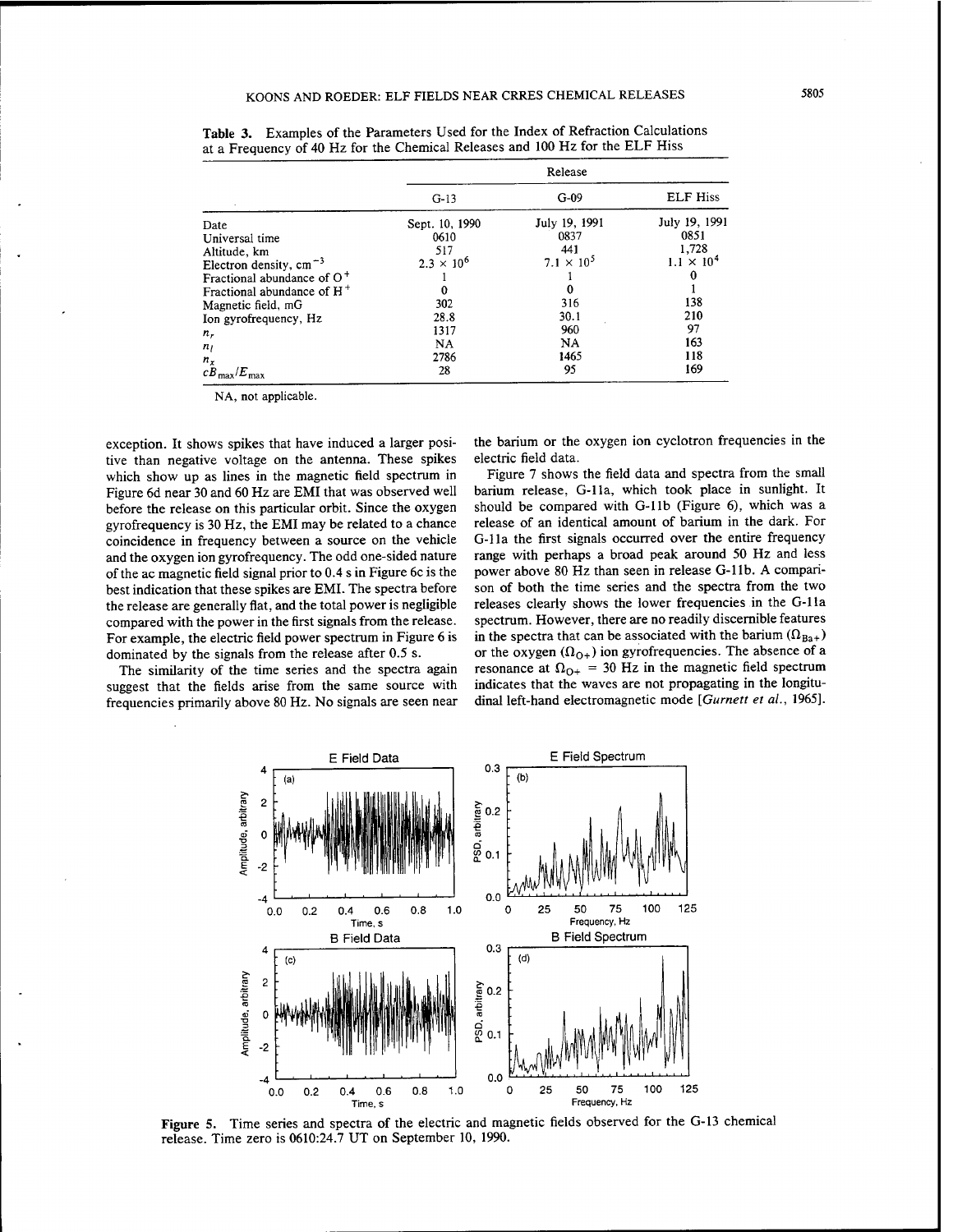**Table 3.** Examples of the Parameters Used for the Index of Refraction Calculations at a Frequency of 40 Hz for the Chemical Releases and 100 Hz for the ELF Hiss

| | Release | | |
|---|---|---|---|
| | G-13 | G-09 | ELF Hiss |
| Date | Sept. 10, 1990 | July 19, 1991 | July 19, 1991 |
| Universal time | 0610 | 0837 | 0851 |
| Altitude, km | 517 | 441 | 1,728 |
| Electron density, $cm^{-3}$ | $2.3 \times 10^6$ | $7.1 \times 10^5$ | $1.1 \times 10^4$ |
| Fractional abundance of $O^+$ | 1 | 1 | 0 |
| Fractional abundance of $H^+$ | 0 | 0 | 1 |
| Magnetic field, mG | 302 | 316 | 138 |
| Ion gyrofrequency, Hz | 28.8 | 30.1 | 210 |
| $n_r$ | 1317 | 960 | 97 |
| $n_l$ | NA | NA | 163 |
| $n_x$ | 2786 | 1465 | 118 |
| $cB_{max}/E_{max}$ | 28 | 95 | 169 |

NA, not applicable.

exception. It shows spikes that have induced a larger positive than negative voltage on the antenna. These spikes which show up as lines in the magnetic field spectrum in Figure 6d near 30 and 60 Hz are EMI that was observed well before the release on this particular orbit. Since the oxygen gyrofrequency is 30 Hz, the EMI may be related to a chance coincidence in frequency between a source on the vehicle and the oxygen ion gyrofrequency. The odd one-sided nature of the ac magnetic field signal prior to 0.4 s in Figure 6c is the best indication that these spikes are EMI. The spectra before the release are generally flat, and the total power is negligible compared with the power in the first signals from the release. For example, the electric field power spectrum in Figure 6 is dominated by the signals from the release after 0.5 s.

The similarity of the time series and the spectra again suggest that the fields arise from the same source with frequencies primarily above 80 Hz. No signals are seen near the barium or the oxygen ion cyclotron frequencies in the electric field data.

Figure 7 shows the field data and spectra from the small barium release, G-11a, which took place in sunlight. It should be compared with G-11b (Figure 6), which was a release of an identical amount of barium in the dark. For G-11a the first signals occurred over the entire frequency range with perhaps a broad peak around 50 Hz and less power above 80 Hz than seen in release G-11b. A comparison of both the time series and the spectra from the two releases clearly shows the lower frequencies in the G-11a spectrum. However, there are no readily discernible features in the spectra that can be associated with the barium ($\Omega_{Ba+}$) or the oxygen ($\Omega_{O+}$) ion gyrofrequencies. The absence of a resonance at $\Omega_{O+} = 30$ Hz in the magnetic field spectrum indicates that the waves are not propagating in the longitudinal left-hand electromagnetic mode [*Gurnett et al.*, 1965].

**Figure 5.** Time series and spectra of the electric and magnetic fields observed for the G-13 chemical release. Time zero is 0610:24.7 UT on September 10, 1990.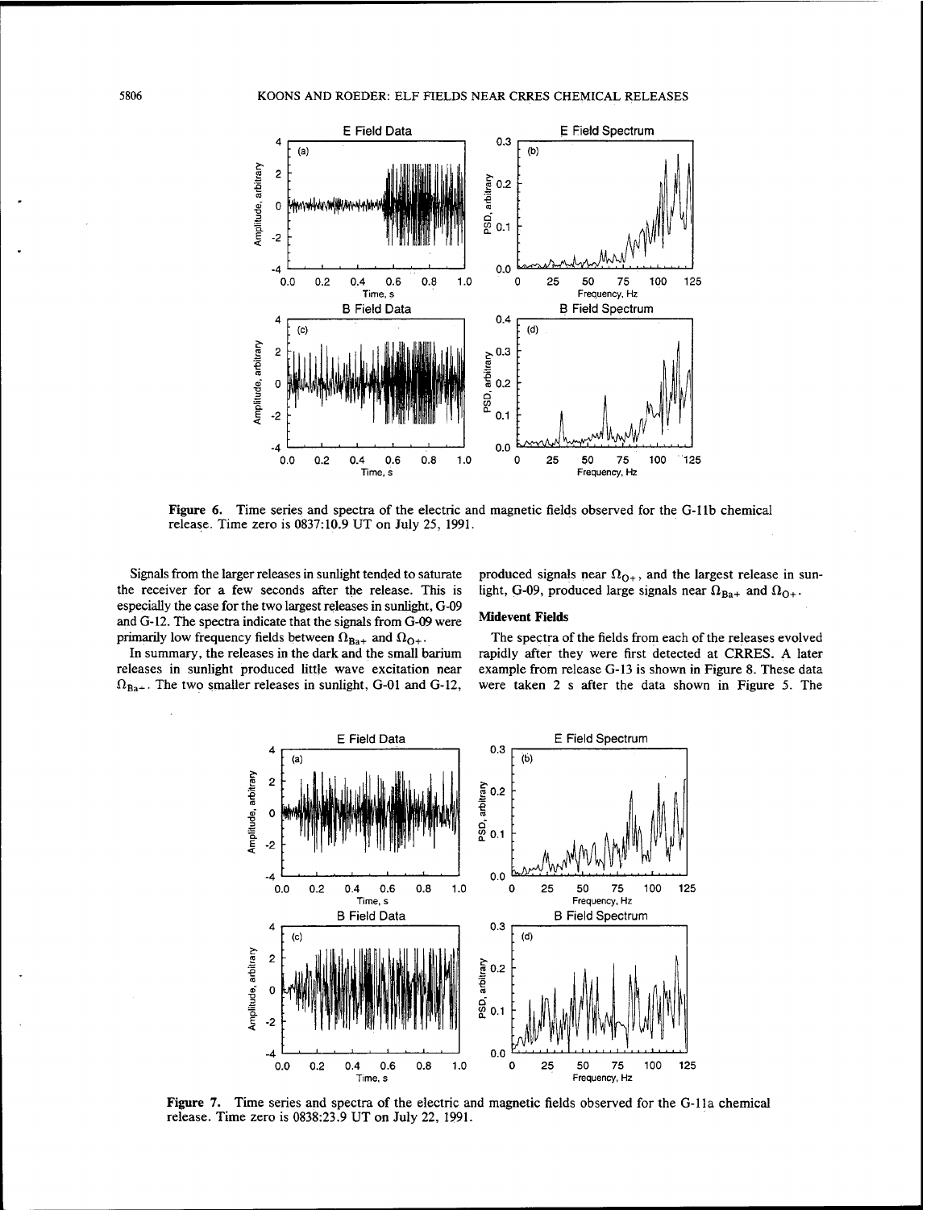Figure 6. Time series and spectra of the electric and magnetic fields observed for the G-11b chemical release. Time zero is 0837:10.9 UT on July 25, 1991.

Signals from the larger releases in sunlight tended to saturate the receiver for a few seconds after the release. This is especially the case for the two largest releases in sunlight, G-09 and G-12. The spectra indicate that the signals from G-09 were primarily low frequency fields between $\Omega_{Ba+}$ and $\Omega_{O+}$.

In summary, the releases in the dark and the small barium releases in sunlight produced little wave excitation near $\Omega_{Ba+}$. The two smaller releases in sunlight, G-01 and G-12, produced signals near $\Omega_{O+}$, and the largest release in sunlight, G-09, produced large signals near $\Omega_{Ba+}$ and $\Omega_{O+}$.

## Midevent Fields

The spectra of the fields from each of the releases evolved rapidly after they were first detected at CRRES. A later example from release G-13 is shown in Figure 8. These data were taken 2 s after the data shown in Figure 5. The

Figure 7. Time series and spectra of the electric and magnetic fields observed for the G-11a chemical release. Time zero is 0838:23.9 UT on July 22, 1991.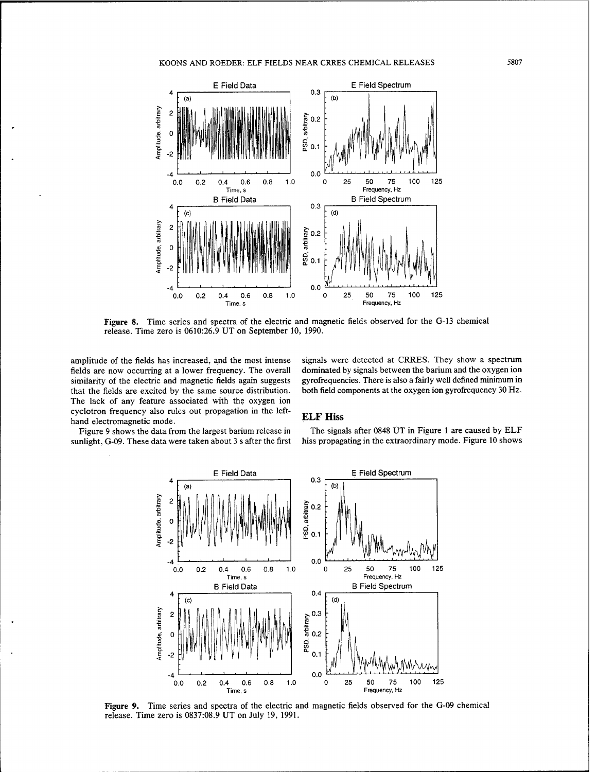Figure 8. Time series and spectra of the electric and magnetic fields observed for the G-13 chemical release. Time zero is 0610:26.9 UT on September 10, 1990.

amplitude of the fields has increased, and the most intense fields are now occurring at a lower frequency. The overall similarity of the electric and magnetic fields again suggests that the fields are excited by the same source distribution. The lack of any feature associated with the oxygen ion cyclotron frequency also rules out propagation in the left-hand electromagnetic mode.

Figure 9 shows the data from the largest barium release in sunlight, G-09. These data were taken about 3 s after the first signals were detected at CRRES. They show a spectrum dominated by signals between the barium and the oxygen ion gyrofrequencies. There is also a fairly well defined minimum in both field components at the oxygen ion gyrofrequency 30 Hz.

## ELF Hiss

The signals after 0848 UT in Figure 1 are caused by ELF hiss propagating in the extraordinary mode. Figure 10 shows

Figure 9. Time series and spectra of the electric and magnetic fields observed for the G-09 chemical release. Time zero is 0837:08.9 UT on July 19, 1991.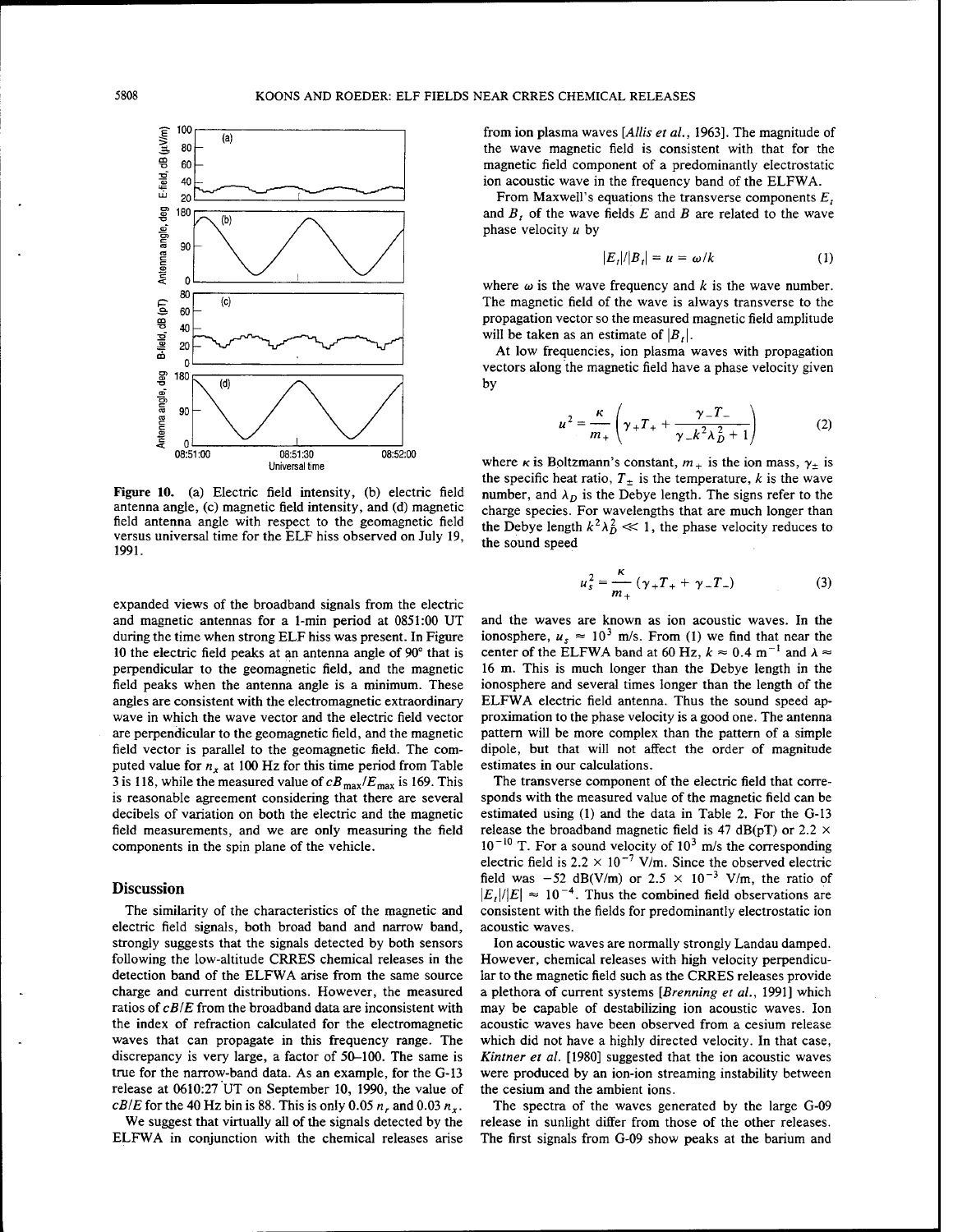Figure 10. (a) Electric field intensity, (b) electric field antenna angle, (c) magnetic field intensity, and (d) magnetic field antenna angle with respect to the geomagnetic field versus universal time for the ELF hiss observed on July 19, 1991.

expanded views of the broadband signals from the electric and magnetic antennas for a 1-min period at 0851:00 UT during the time when strong ELF hiss was present. In Figure 10 the electric field peaks at an antenna angle of 90° that is perpendicular to the geomagnetic field, and the magnetic field peaks when the antenna angle is a minimum. These angles are consistent with the electromagnetic extraordinary wave in which the wave vector and the electric field vector are perpendicular to the geomagnetic field, and the magnetic field vector is parallel to the geomagnetic field. The computed value for $n_x$ at 100 Hz for this time period from Table 3 is 118, while the measured value of $cB_{max}/E_{max}$ is 169. This is reasonable agreement considering that there are several decibels of variation on both the electric and the magnetic field measurements, and we are only measuring the field components in the spin plane of the vehicle.

## Discussion

The similarity of the characteristics of the magnetic and electric field signals, both broad band and narrow band, strongly suggests that the signals detected by both sensors following the low-altitude CRRES chemical releases in the detection band of the ELFWA arise from the same source charge and current distributions. However, the measured ratios of $cB/E$ from the broadband data are inconsistent with the index of refraction calculated for the electromagnetic waves that can propagate in this frequency range. The discrepancy is very large, a factor of 50–100. The same is true for the narrow-band data. As an example, for the G-13 release at 0610:27 UT on September 10, 1990, the value of $cB/E$ for the 40 Hz bin is 88. This is only 0.05 $n_r$ and 0.03 $n_x$.

We suggest that virtually all of the signals detected by the ELFWA in conjunction with the chemical releases arise from ion plasma waves [*Allis et al.*, 1963]. The magnitude of the wave magnetic field is consistent with that for the magnetic field component of a predominantly electrostatic ion acoustic wave in the frequency band of the ELFWA.

From Maxwell's equations the transverse components $E_t$ and $B_t$ of the wave fields $E$ and $B$ are related to the wave phase velocity $u$ by

$$|E_t|/|B_t| = u = \omega/k \tag{1}$$

where $\omega$ is the wave frequency and $k$ is the wave number. The magnetic field of the wave is always transverse to the propagation vector so the measured magnetic field amplitude will be taken as an estimate of $|B_t|$.

At low frequencies, ion plasma waves with propagation vectors along the magnetic field have a phase velocity given by

$$u^2 = \frac{\kappa}{m_+}\left(\gamma_+ T_+ + \frac{\gamma_- T_-}{\gamma_- k^2 \lambda_D^2 + 1}\right) \tag{2}$$

where $\kappa$ is Boltzmann's constant, $m_+$ is the ion mass, $\gamma_\pm$ is the specific heat ratio, $T_\pm$ is the temperature, $k$ is the wave number, and $\lambda_D$ is the Debye length. The signs refer to the charge species. For wavelengths that are much longer than the Debye length $k^2\lambda_D^2 \ll 1$, the phase velocity reduces to the sound speed

$$u_s^2 = \frac{\kappa}{m_+}(\gamma_+ T_+ + \gamma_- T_-) \tag{3}$$

and the waves are known as ion acoustic waves. In the ionosphere, $u_s \approx 10^3$ m/s. From (1) we find that near the center of the ELFWA band at 60 Hz, $k \approx 0.4$ m$^{-1}$ and $\lambda \approx 16$ m. This is much longer than the Debye length in the ionosphere and several times longer than the length of the ELFWA electric field antenna. Thus the sound speed approximation to the phase velocity is a good one. The antenna pattern will be more complex than the pattern of a simple dipole, but that will not affect the order of magnitude estimates in our calculations.

The transverse component of the electric field that corresponds with the measured value of the magnetic field can be estimated using (1) and the data in Table 2. For the G-13 release the broadband magnetic field is 47 dB(pT) or $2.2 \times 10^{-10}$ T. For a sound velocity of $10^3$ m/s the corresponding electric field is $2.2 \times 10^{-7}$ V/m. Since the observed electric field was $-52$ dB(V/m) or $2.5 \times 10^{-3}$ V/m, the ratio of $|E_t|/|E| \approx 10^{-4}$. Thus the combined field observations are consistent with the fields for predominantly electrostatic ion acoustic waves.

Ion acoustic waves are normally strongly Landau damped. However, chemical releases with high velocity perpendicular to the magnetic field such as the CRRES releases provide a plethora of current systems [*Brenning et al.*, 1991] which may be capable of destabilizing ion acoustic waves. Ion acoustic waves have been observed from a cesium release which did not have a highly directed velocity. In that case, *Kintner et al.* [1980] suggested that the ion acoustic waves were produced by an ion-ion streaming instability between the cesium and the ambient ions.

The spectra of the waves generated by the large G-09 release in sunlight differ from those of the other releases. The first signals from G-09 show peaks at the barium and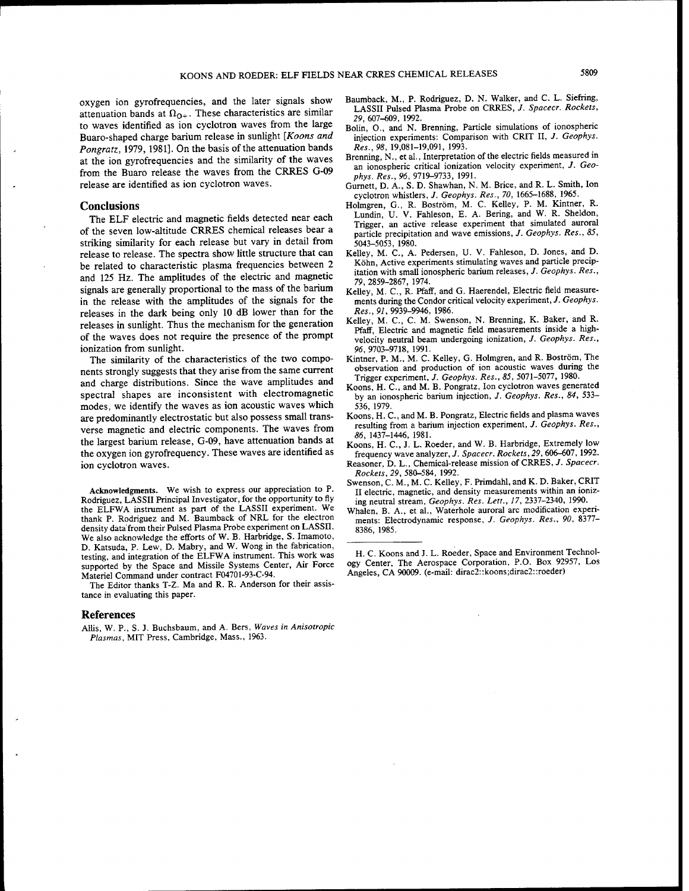oxygen ion gyrofrequencies, and the later signals show attenuation bands at $\Omega_{O+}$. These characteristics are similar to waves identified as ion cyclotron waves from the large Buaro-shaped charge barium release in sunlight [*Koons and Pongratz*, 1979, 1981]. On the basis of the attenuation bands at the ion gyrofrequencies and the similarity of the waves from the Buaro release the waves from the CRRES G-09 release are identified as ion cyclotron waves.

## Conclusions

The ELF electric and magnetic fields detected near each of the seven low-altitude CRRES chemical releases bear a striking similarity for each release but vary in detail from release to release. The spectra show little structure that can be related to characteristic plasma frequencies between 2 and 125 Hz. The amplitudes of the electric and magnetic signals are generally proportional to the mass of the barium in the release with the amplitudes of the signals for the releases in the dark being only 10 dB lower than for the releases in sunlight. Thus the mechanism for the generation of the waves does not require the presence of the prompt ionization from sunlight.

The similarity of the characteristics of the two components strongly suggests that they arise from the same current and charge distributions. Since the wave amplitudes and spectral shapes are inconsistent with electromagnetic modes, we identify the waves as ion acoustic waves which are predominantly electrostatic but also possess small transverse magnetic and electric components. The waves from the largest barium release, G-09, have attenuation bands at the oxygen ion gyrofrequency. These waves are identified as ion cyclotron waves.

**Acknowledgments.** We wish to express our appreciation to P. Rodriguez, LASSII Principal Investigator, for the opportunity to fly the ELFWA instrument as part of the LASSII experiment. We thank P. Rodriguez and M. Baumback of NRL for the electron density data from their Pulsed Plasma Probe experiment on LASSII. We also acknowledge the efforts of W. B. Harbridge, S. Imamoto, D. Katsuda, P. Lew, D. Mabry, and W. Wong in the fabrication, testing, and integration of the ELFWA instrument. This work was supported by the Space and Missile Systems Center, Air Force Materiel Command under contract F04701-93-C-94.

The Editor thanks T-Z. Ma and R. R. Anderson for their assistance in evaluating this paper.

## References

Allis, W. P., S. J. Buchsbaum, and A. Bers, *Waves in Anisotropic Plasmas*, MIT Press, Cambridge, Mass., 1963.

Baumback, M., P. Rodriguez, D. N. Walker, and C. L. Siefring, LASSII Pulsed Plasma Probe on CRRES, *J. Spacecr. Rockets*, *29*, 607–609, 1992.

Bolin, O., and N. Brenning, Particle simulations of ionospheric injection experiments: Comparison with CRIT II, *J. Geophys. Res.*, *98*, 19,081–19,091, 1993.

Brenning, N., et al., Interpretation of the electric fields measured in an ionospheric critical ionization velocity experiment, *J. Geophys. Res.*, *96*, 9719–9733, 1991.

Gurnett, D. A., S. D. Shawhan, N. M. Brice, and R. L. Smith, Ion cyclotron whistlers, *J. Geophys. Res.*, *70*, 1665–1688, 1965.

Holmgren, G., R. Boström, M. C. Kelley, P. M. Kintner, R. Lundin, U. V. Fahleson, E. A. Bering, and W. R. Sheldon, Trigger, an active release experiment that simulated auroral particle precipitation and wave emissions, *J. Geophys. Res.*, *85*, 5043–5053, 1980.

Kelley, M. C., A. Pedersen, U. V. Fahleson, D. Jones, and D. Köhn, Active experiments stimulating waves and particle precipitation with small ionospheric barium releases, *J. Geophys. Res.*, *79*, 2859–2867, 1974.

Kelley, M. C., R. Pfaff, and G. Haerendel, Electric field measurements during the Condor critical velocity experiment, *J. Geophys. Res.*, *91*, 9939–9946, 1986.

Kelley, M. C., C. M. Swenson, N. Brenning, K. Baker, and R. Pfaff, Electric and magnetic field measurements inside a high-velocity neutral beam undergoing ionization, *J. Geophys. Res.*, *96*, 9703–9718, 1991.

Kintner, P. M., M. C. Kelley, G. Holmgren, and R. Boström, The observation and production of ion acoustic waves during the Trigger experiment, *J. Geophys. Res.*, *85*, 5071–5077, 1980.

Koons, H. C., and M. B. Pongratz, Ion cyclotron waves generated by an ionospheric barium injection, *J. Geophys. Res.*, *84*, 533–536, 1979.

Koons, H. C., and M. B. Pongratz, Electric fields and plasma waves resulting from a barium injection experiment, *J. Geophys. Res.*, *86*, 1437–1446, 1981.

Koons, H. C., J. L. Roeder, and W. B. Harbridge, Extremely low frequency wave analyzer, *J. Spacecr. Rockets*, *29*, 606–607, 1992.

Reasoner, D. L., Chemical-release mission of CRRES, *J. Spacecr. Rockets*, *29*, 580–584, 1992.

Swenson, C. M., M. C. Kelley, F. Primdahl, and K. D. Baker, CRIT II electric, magnetic, and density measurements within an ionizing neutral stream, *Geophys. Res. Lett.*, *17*, 2337–2340, 1990.

Whalen, B. A., et al., Waterhole auroral arc modification experiments: Electrodynamic response, *J. Geophys. Res.*, *90*, 8377–8386, 1985.

---

H. C. Koons and J. L. Roeder, Space and Environment Technology Center, The Aerospace Corporation, P.O. Box 92957, Los Angeles, CA 90009. (e-mail: dirac2::koons;dirac2::roeder)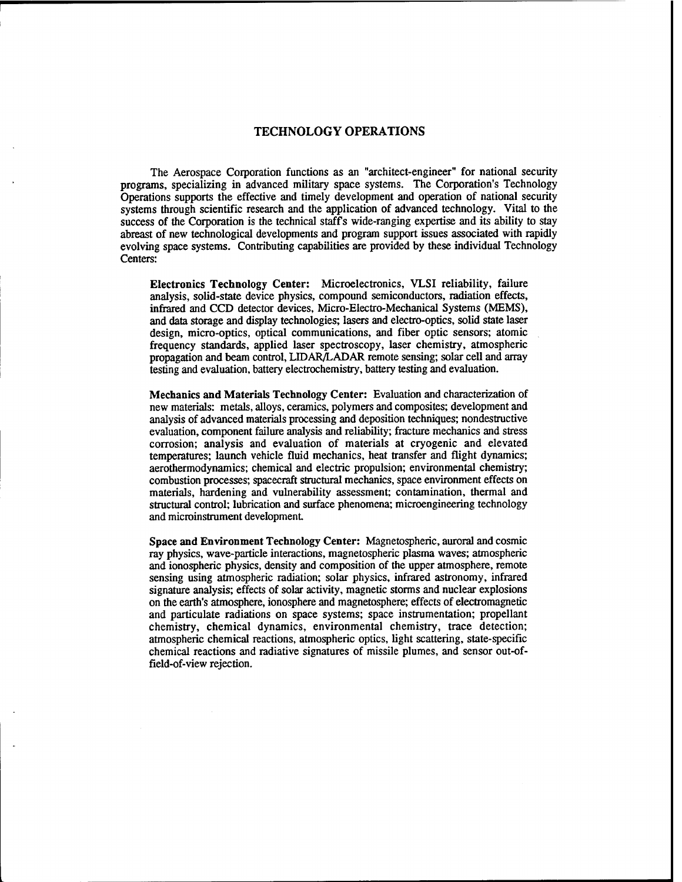# TECHNOLOGY OPERATIONS

The Aerospace Corporation functions as an "architect-engineer" for national security programs, specializing in advanced military space systems. The Corporation's Technology Operations supports the effective and timely development and operation of national security systems through scientific research and the application of advanced technology. Vital to the success of the Corporation is the technical staff's wide-ranging expertise and its ability to stay abreast of new technological developments and program support issues associated with rapidly evolving space systems. Contributing capabilities are provided by these individual Technology Centers:

**Electronics Technology Center:** Microelectronics, VLSI reliability, failure analysis, solid-state device physics, compound semiconductors, radiation effects, infrared and CCD detector devices, Micro-Electro-Mechanical Systems (MEMS), and data storage and display technologies; lasers and electro-optics, solid state laser design, micro-optics, optical communications, and fiber optic sensors; atomic frequency standards, applied laser spectroscopy, laser chemistry, atmospheric propagation and beam control, LIDAR/LADAR remote sensing; solar cell and array testing and evaluation, battery electrochemistry, battery testing and evaluation.

**Mechanics and Materials Technology Center:** Evaluation and characterization of new materials: metals, alloys, ceramics, polymers and composites; development and analysis of advanced materials processing and deposition techniques; nondestructive evaluation, component failure analysis and reliability; fracture mechanics and stress corrosion; analysis and evaluation of materials at cryogenic and elevated temperatures; launch vehicle fluid mechanics, heat transfer and flight dynamics; aerothermodynamics; chemical and electric propulsion; environmental chemistry; combustion processes; spacecraft structural mechanics, space environment effects on materials, hardening and vulnerability assessment; contamination, thermal and structural control; lubrication and surface phenomena; microengineering technology and microinstrument development.

**Space and Environment Technology Center:** Magnetospheric, auroral and cosmic ray physics, wave-particle interactions, magnetospheric plasma waves; atmospheric and ionospheric physics, density and composition of the upper atmosphere, remote sensing using atmospheric radiation; solar physics, infrared astronomy, infrared signature analysis; effects of solar activity, magnetic storms and nuclear explosions on the earth's atmosphere, ionosphere and magnetosphere; effects of electromagnetic and particulate radiations on space systems; space instrumentation; propellant chemistry, chemical dynamics, environmental chemistry, trace detection; atmospheric chemical reactions, atmospheric optics, light scattering, state-specific chemical reactions and radiative signatures of missile plumes, and sensor out-of-field-of-view rejection.